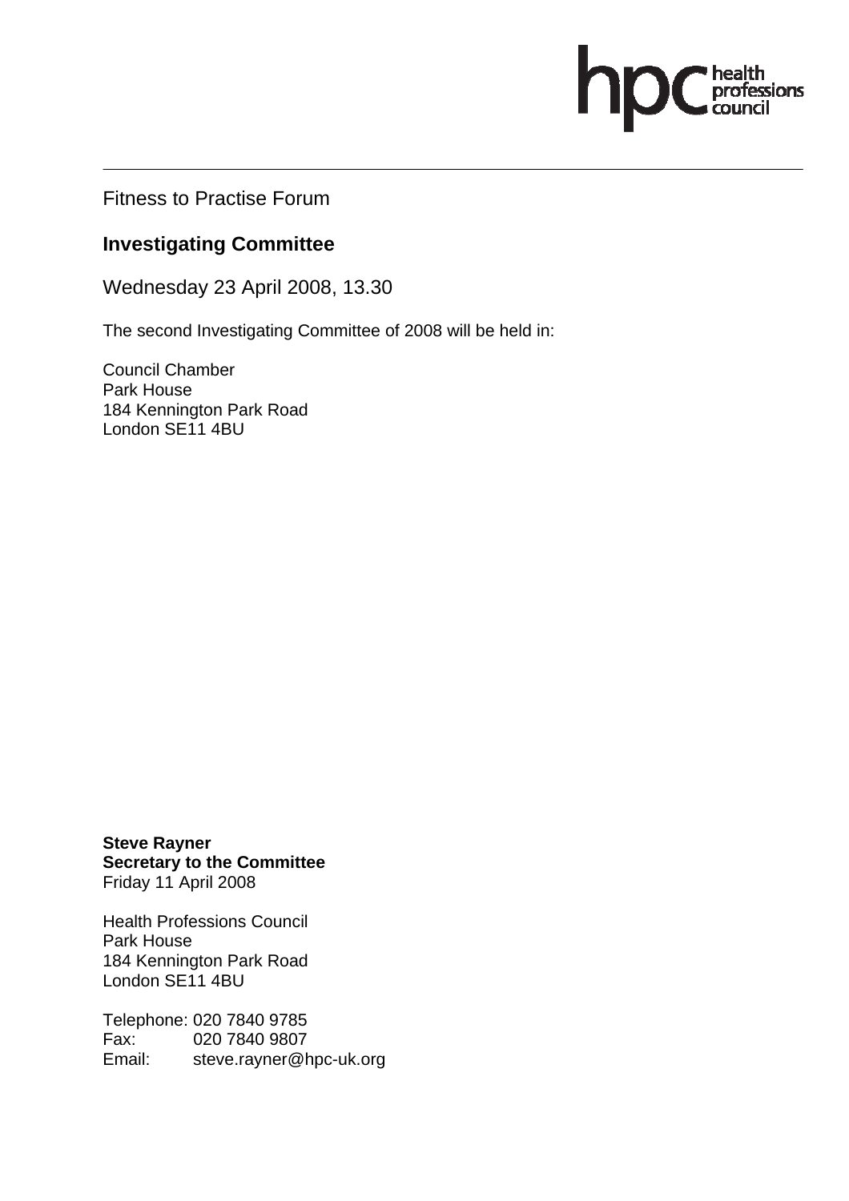Fitness to Practise Forum

## Investigating Committee

Wednesday 23 April 2008, 13.30

The second Investigating Committee of 2008 will be held in:

Council Chamber
Park House
184 Kennington Park Road
London SE11 4BU

**Steve Rayner**
**Secretary to the Committee**
Friday 11 April 2008

Health Professions Council
Park House
184 Kennington Park Road
London SE11 4BU

Telephone: 020 7840 9785
Fax: 020 7840 9807
Email: steve.rayner@hpc-uk.org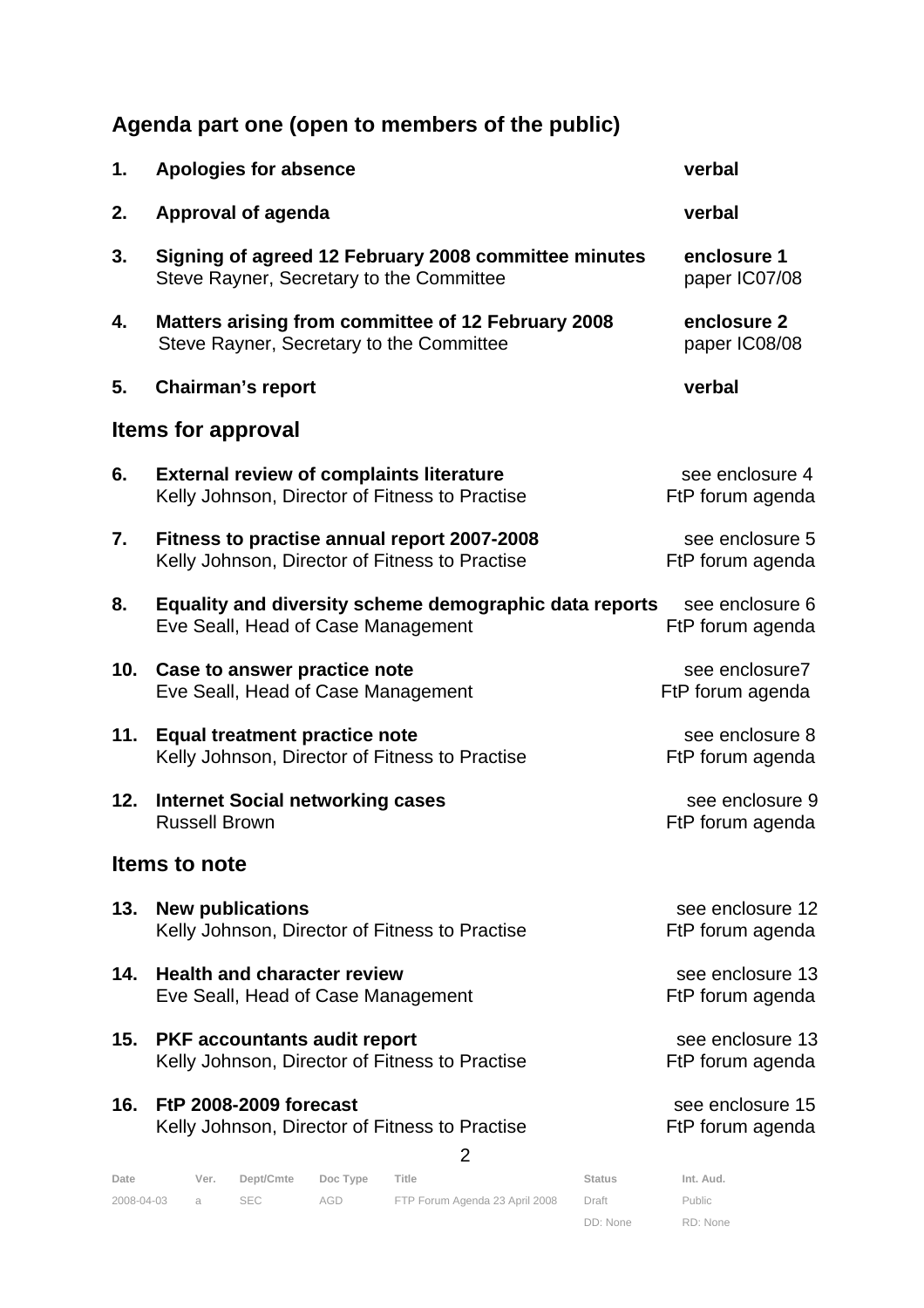## Agenda part one (open to members of the public)

| | | |
|---|---|---|
| **1.** | **Apologies for absence** | **verbal** |
| **2.** | **Approval of agenda** | **verbal** |
| **3.** | **Signing of agreed 12 February 2008 committee minutes**<br>Steve Rayner, Secretary to the Committee | **enclosure 1**<br>paper IC07/08 |
| **4.** | **Matters arising from committee of 12 February 2008**<br>Steve Rayner, Secretary to the Committee | **enclosure 2**<br>paper IC08/08 |
| **5.** | **Chairman's report** | **verbal** |

## Items for approval

| | | |
|---|---|---|
| **6.** | **External review of complaints literature**<br>Kelly Johnson, Director of Fitness to Practise | see enclosure 4<br>FtP forum agenda |
| **7.** | **Fitness to practise annual report 2007-2008**<br>Kelly Johnson, Director of Fitness to Practise | see enclosure 5<br>FtP forum agenda |
| **8.** | **Equality and diversity scheme demographic data reports**<br>Eve Seall, Head of Case Management | see enclosure 6<br>FtP forum agenda |
| **10.** | **Case to answer practice note**<br>Eve Seall, Head of Case Management | see enclosure7<br>FtP forum agenda |
| **11.** | **Equal treatment practice note**<br>Kelly Johnson, Director of Fitness to Practise | see enclosure 8<br>FtP forum agenda |
| **12.** | **Internet Social networking cases**<br>Russell Brown | see enclosure 9<br>FtP forum agenda |

## Items to note

| | | |
|---|---|---|
| **13.** | **New publications**<br>Kelly Johnson, Director of Fitness to Practise | see enclosure 12<br>FtP forum agenda |
| **14.** | **Health and character review**<br>Eve Seall, Head of Case Management | see enclosure 13<br>FtP forum agenda |
| **15.** | **PKF accountants audit report**<br>Kelly Johnson, Director of Fitness to Practise | see enclosure 13<br>FtP forum agenda |
| **16.** | **FtP 2008-2009 forecast**<br>Kelly Johnson, Director of Fitness to Practise | see enclosure 15<br>FtP forum agenda |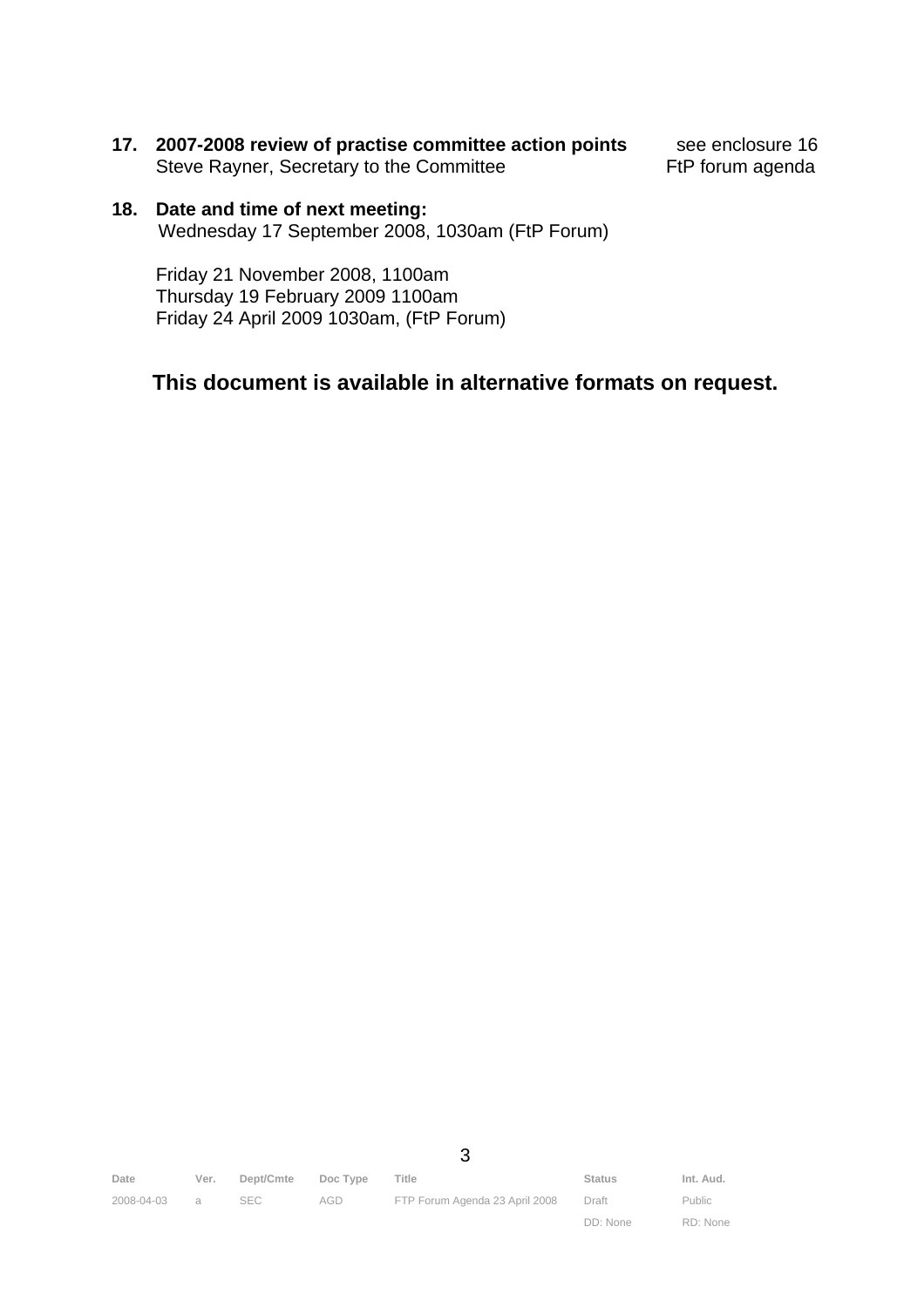**17. 2007-2008 review of practise committee action points** — see enclosure 16 FtP forum agenda

Steve Rayner, Secretary to the Committee

**18. Date and time of next meeting:**

Wednesday 17 September 2008, 1030am (FtP Forum)

Friday 21 November 2008, 1100am
Thursday 19 February 2009 1100am
Friday 24 April 2009 1030am, (FtP Forum)

**This document is available in alternative formats on request.**

| Date | Ver. | Dept/Cmte | Doc Type | Title | Status | Int. Aud. |
|---|---|---|---|---|---|---|
| 2008-04-03 | a | SEC | AGD | FTP Forum Agenda 23 April 2008 | Draft | Public |
| | | | | | DD: None | RD: None |